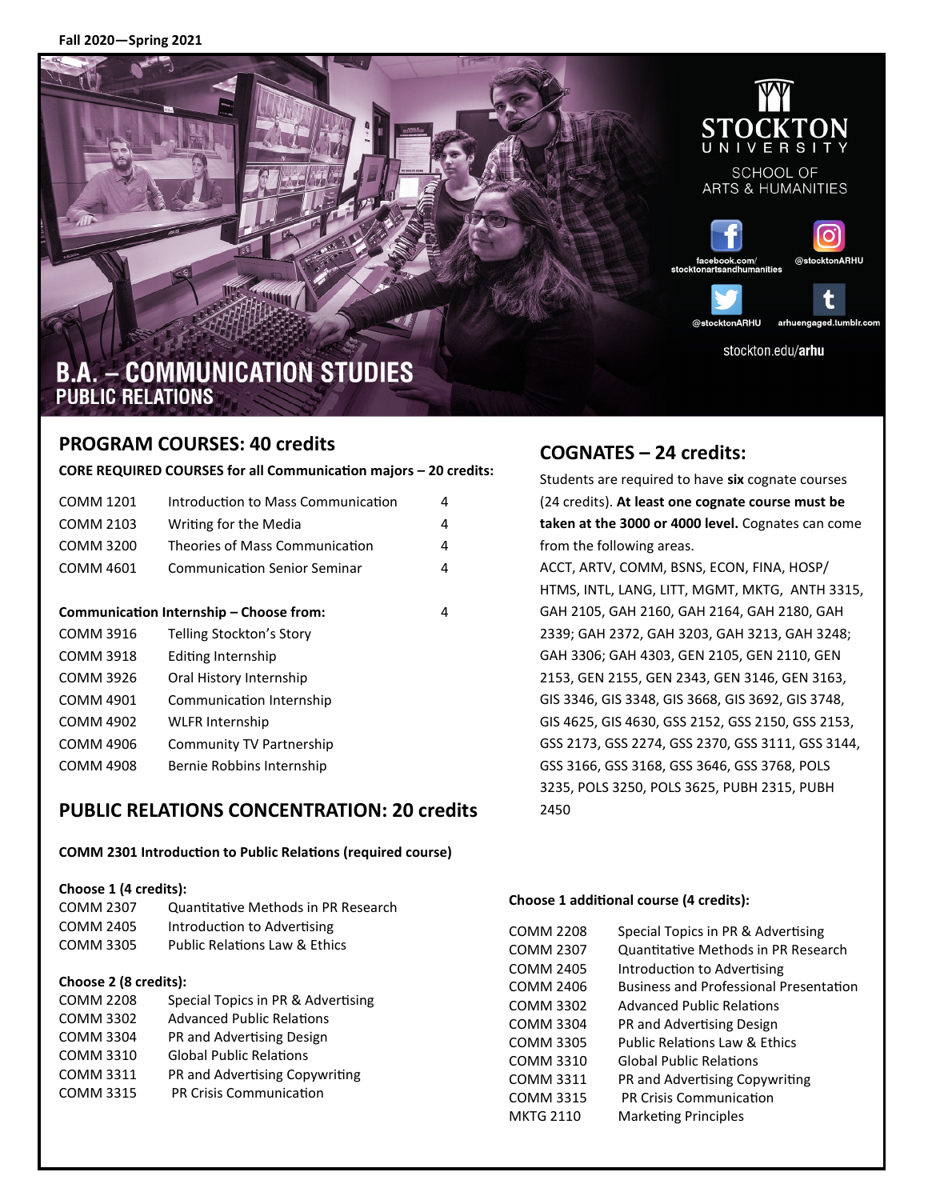Fall 2020—Spring 2021

STOCKTON UNIVERSITY
SCHOOL OF ARTS & HUMANITIES

facebook.com/stocktonartsandhumanities
@stocktonARHU
@stocktonARHU
arhuengaged.tumblr.com

stockton.edu/**arhu**

# B.A. – COMMUNICATION STUDIES
## PUBLIC RELATIONS

## PROGRAM COURSES: 40 credits

**CORE REQUIRED COURSES for all Communication majors – 20 credits:**

| | | |
|---|---|---|
| COMM 1201 | Introduction to Mass Communication | 4 |
| COMM 2103 | Writing for the Media | 4 |
| COMM 3200 | Theories of Mass Communication | 4 |
| COMM 4601 | Communication Senior Seminar | 4 |

**Communication Internship – Choose from:** 4

| | |
|---|---|
| COMM 3916 | Telling Stockton's Story |
| COMM 3918 | Editing Internship |
| COMM 3926 | Oral History Internship |
| COMM 4901 | Communication Internship |
| COMM 4902 | WLFR Internship |
| COMM 4906 | Community TV Partnership |
| COMM 4908 | Bernie Robbins Internship |

## PUBLIC RELATIONS CONCENTRATION: 20 credits

**COMM 2301 Introduction to Public Relations (required course)**

**Choose 1 (4 credits):**

| | |
|---|---|
| COMM 2307 | Quantitative Methods in PR Research |
| COMM 2405 | Introduction to Advertising |
| COMM 3305 | Public Relations Law & Ethics |

**Choose 2 (8 credits):**

| | |
|---|---|
| COMM 2208 | Special Topics in PR & Advertising |
| COMM 3302 | Advanced Public Relations |
| COMM 3304 | PR and Advertising Design |
| COMM 3310 | Global Public Relations |
| COMM 3311 | PR and Advertising Copywriting |
| COMM 3315 | PR Crisis Communication |

**Choose 1 additional course (4 credits):**

| | |
|---|---|
| COMM 2208 | Special Topics in PR & Advertising |
| COMM 2307 | Quantitative Methods in PR Research |
| COMM 2405 | Introduction to Advertising |
| COMM 2406 | Business and Professional Presentation |
| COMM 3302 | Advanced Public Relations |
| COMM 3304 | PR and Advertising Design |
| COMM 3305 | Public Relations Law & Ethics |
| COMM 3310 | Global Public Relations |
| COMM 3311 | PR and Advertising Copywriting |
| COMM 3315 | PR Crisis Communication |
| MKTG 2110 | Marketing Principles |

## COGNATES – 24 credits:

Students are required to have **six** cognate courses (24 credits). **At least one cognate course must be taken at the 3000 or 4000 level.** Cognates can come from the following areas.

ACCT, ARTV, COMM, BSNS, ECON, FINA, HOSP/HTMS, INTL, LANG, LITT, MGMT, MKTG, ANTH 3315, GAH 2105, GAH 2160, GAH 2164, GAH 2180, GAH 2339; GAH 2372, GAH 3203, GAH 3213, GAH 3248; GAH 3306; GAH 4303, GEN 2105, GEN 2110, GEN 2153, GEN 2155, GEN 2343, GEN 3146, GEN 3163, GIS 3346, GIS 3348, GIS 3668, GIS 3692, GIS 3748, GIS 4625, GIS 4630, GSS 2152, GSS 2150, GSS 2153, GSS 2173, GSS 2274, GSS 2370, GSS 3111, GSS 3144, GSS 3166, GSS 3168, GSS 3646, GSS 3768, POLS 3235, POLS 3250, POLS 3625, PUBH 2315, PUBH 2450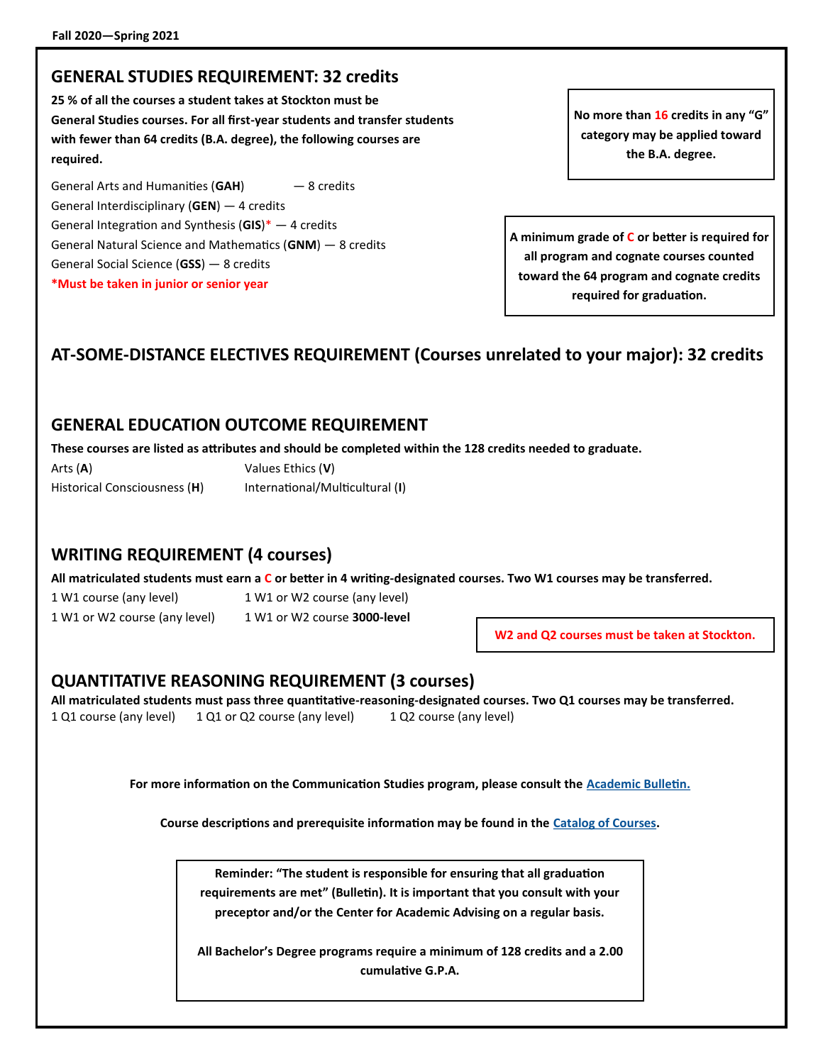Fall 2020—Spring 2021

## GENERAL STUDIES REQUIREMENT: 32 credits

**25 % of all the courses a student takes at Stockton must be General Studies courses. For all first-year students and transfer students with fewer than 64 credits (B.A. degree), the following courses are required.**

General Arts and Humanities (**GAH**) — 8 credits
General Interdisciplinary (**GEN**) — 4 credits
General Integration and Synthesis (**GIS**)* — 4 credits
General Natural Science and Mathematics (**GNM**) — 8 credits
General Social Science (**GSS**) — 8 credits
***Must be taken in junior or senior year**

**No more than 16 credits in any "G" category may be applied toward the B.A. degree.**

**A minimum grade of C or better is required for all program and cognate courses counted toward the 64 program and cognate credits required for graduation.**

## AT-SOME-DISTANCE ELECTIVES REQUIREMENT (Courses unrelated to your major): 32 credits

## GENERAL EDUCATION OUTCOME REQUIREMENT

**These courses are listed as attributes and should be completed within the 128 credits needed to graduate.**

Arts (**A**)
Historical Consciousness (**H**)
Values Ethics (**V**)
International/Multicultural (**I**)

## WRITING REQUIREMENT (4 courses)

**All matriculated students must earn a C or better in 4 writing-designated courses. Two W1 courses may be transferred.**

1 W1 course (any level)
1 W1 or W2 course (any level)
1 W1 or W2 course (any level)
1 W1 or W2 course **3000-level**

**W2 and Q2 courses must be taken at Stockton.**

## QUANTITATIVE REASONING REQUIREMENT (3 courses)

**All matriculated students must pass three quantitative-reasoning-designated courses. Two Q1 courses may be transferred.**

1 Q1 course (any level)
1 Q1 or Q2 course (any level)
1 Q2 course (any level)

**For more information on the Communication Studies program, please consult the Academic Bulletin.**

**Course descriptions and prerequisite information may be found in the Catalog of Courses.**

**Reminder: "The student is responsible for ensuring that all graduation requirements are met" (Bulletin). It is important that you consult with your preceptor and/or the Center for Academic Advising on a regular basis.**

**All Bachelor's Degree programs require a minimum of 128 credits and a 2.00 cumulative G.P.A.**